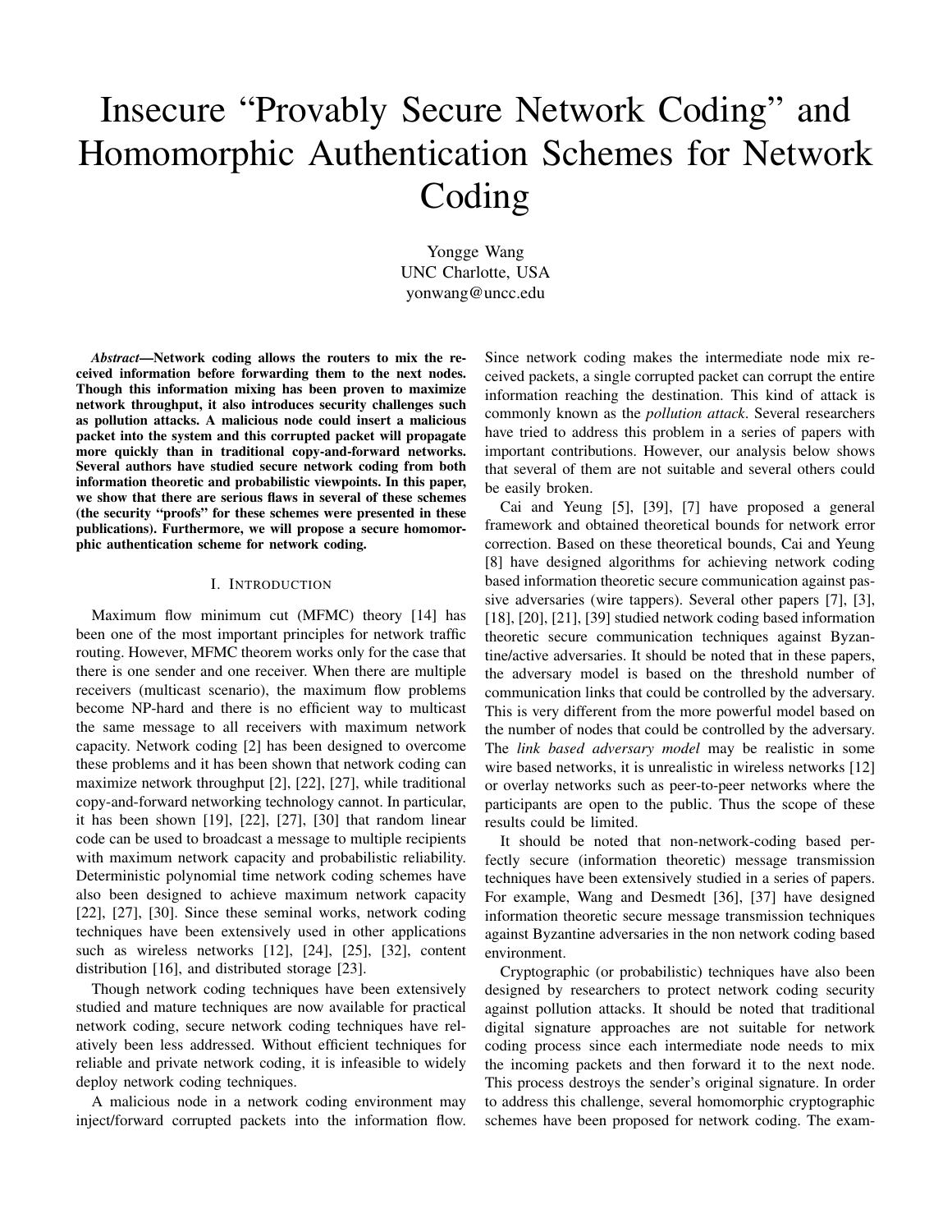# Insecure "Provably Secure Network Coding" and Homomorphic Authentication Schemes for Network Coding

Yongge Wang
UNC Charlotte, USA
yonwang@uncc.edu

***Abstract*—Network coding allows the routers to mix the received information before forwarding them to the next nodes. Though this information mixing has been proven to maximize network throughput, it also introduces security challenges such as pollution attacks. A malicious node could insert a malicious packet into the system and this corrupted packet will propagate more quickly than in traditional copy-and-forward networks. Several authors have studied secure network coding from both information theoretic and probabilistic viewpoints. In this paper, we show that there are serious flaws in several of these schemes (the security "proofs" for these schemes were presented in these publications). Furthermore, we will propose a secure homomorphic authentication scheme for network coding.**

## I. Introduction

Maximum flow minimum cut (MFMC) theory [14] has been one of the most important principles for network traffic routing. However, MFMC theorem works only for the case that there is one sender and one receiver. When there are multiple receivers (multicast scenario), the maximum flow problems become NP-hard and there is no efficient way to multicast the same message to all receivers with maximum network capacity. Network coding [2] has been designed to overcome these problems and it has been shown that network coding can maximize network throughput [2], [22], [27], while traditional copy-and-forward networking technology cannot. In particular, it has been shown [19], [22], [27], [30] that random linear code can be used to broadcast a message to multiple recipients with maximum network capacity and probabilistic reliability. Deterministic polynomial time network coding schemes have also been designed to achieve maximum network capacity [22], [27], [30]. Since these seminal works, network coding techniques have been extensively used in other applications such as wireless networks [12], [24], [25], [32], content distribution [16], and distributed storage [23].

Though network coding techniques have been extensively studied and mature techniques are now available for practical network coding, secure network coding techniques have relatively been less addressed. Without efficient techniques for reliable and private network coding, it is infeasible to widely deploy network coding techniques.

A malicious node in a network coding environment may inject/forward corrupted packets into the information flow. Since network coding makes the intermediate node mix received packets, a single corrupted packet can corrupt the entire information reaching the destination. This kind of attack is commonly known as the *pollution attack*. Several researchers have tried to address this problem in a series of papers with important contributions. However, our analysis below shows that several of them are not suitable and several others could be easily broken.

Cai and Yeung [5], [39], [7] have proposed a general framework and obtained theoretical bounds for network error correction. Based on these theoretical bounds, Cai and Yeung [8] have designed algorithms for achieving network coding based information theoretic secure communication against passive adversaries (wire tappers). Several other papers [7], [3], [18], [20], [21], [39] studied network coding based information theoretic secure communication techniques against Byzantine/active adversaries. It should be noted that in these papers, the adversary model is based on the threshold number of communication links that could be controlled by the adversary. This is very different from the more powerful model based on the number of nodes that could be controlled by the adversary. The *link based adversary model* may be realistic in some wire based networks, it is unrealistic in wireless networks [12] or overlay networks such as peer-to-peer networks where the participants are open to the public. Thus the scope of these results could be limited.

It should be noted that non-network-coding based perfectly secure (information theoretic) message transmission techniques have been extensively studied in a series of papers. For example, Wang and Desmedt [36], [37] have designed information theoretic secure message transmission techniques against Byzantine adversaries in the non network coding based environment.

Cryptographic (or probabilistic) techniques have also been designed by researchers to protect network coding security against pollution attacks. It should be noted that traditional digital signature approaches are not suitable for network coding process since each intermediate node needs to mix the incoming packets and then forward it to the next node. This process destroys the sender's original signature. In order to address this challenge, several homomorphic cryptographic schemes have been proposed for network coding. The exam-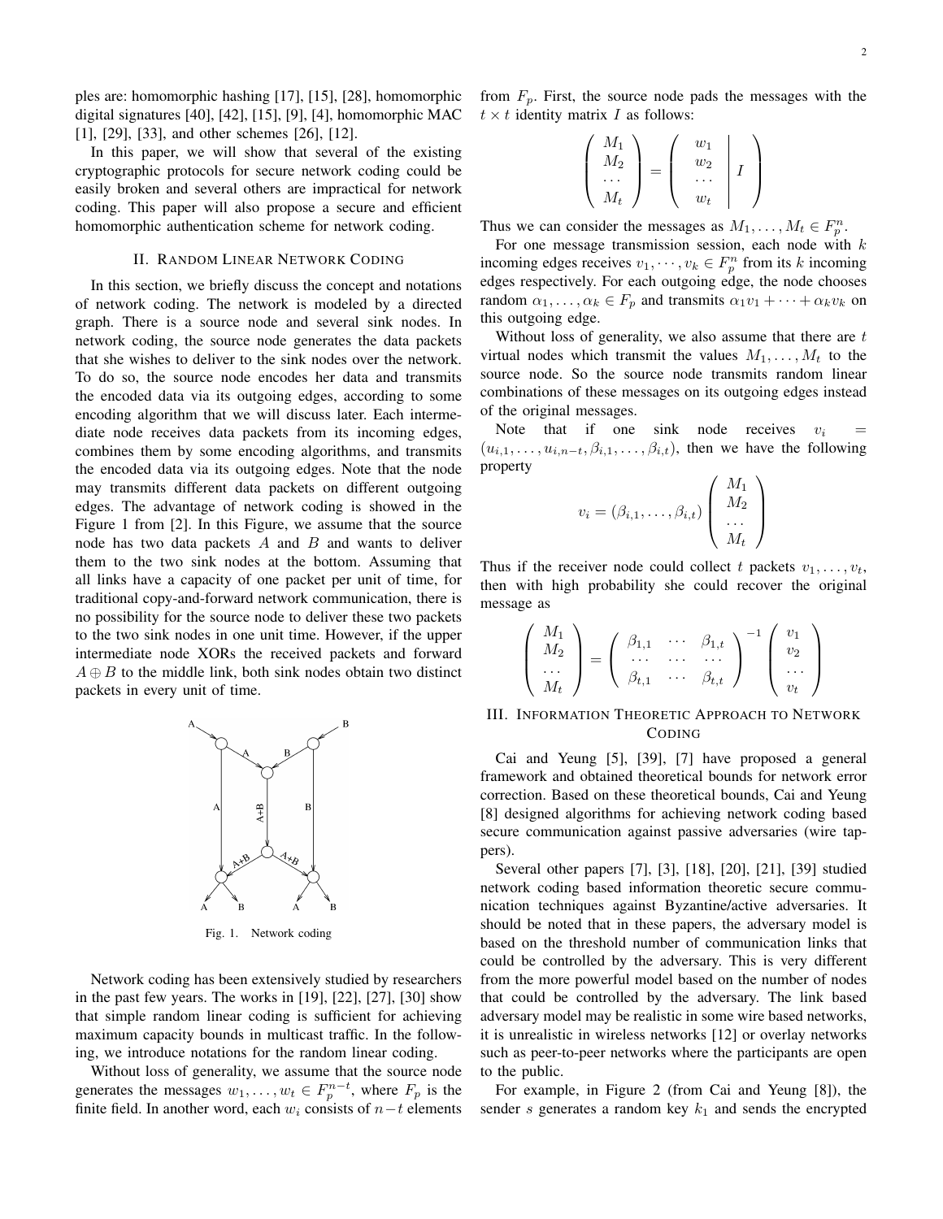ples are: homomorphic hashing [17], [15], [28], homomorphic digital signatures [40], [42], [15], [9], [4], homomorphic MAC [1], [29], [33], and other schemes [26], [12].

In this paper, we will show that several of the existing cryptographic protocols for secure network coding could be easily broken and several others are impractical for network coding. This paper will also propose a secure and efficient homomorphic authentication scheme for network coding.

## II. Random Linear Network Coding

In this section, we briefly discuss the concept and notations of network coding. The network is modeled by a directed graph. There is a source node and several sink nodes. In network coding, the source node generates the data packets that she wishes to deliver to the sink nodes over the network. To do so, the source node encodes her data and transmits the encoded data via its outgoing edges, according to some encoding algorithm that we will discuss later. Each intermediate node receives data packets from its incoming edges, combines them by some encoding algorithms, and transmits the encoded data via its outgoing edges. Note that the node may transmit different data packets on different outgoing edges. The advantage of network coding is showed in the Figure 1 from [2]. In this Figure, we assume that the source node has two data packets $A$ and $B$ and wants to deliver them to the two sink nodes at the bottom. Assuming that all links have a capacity of one packet per unit of time, for traditional copy-and-forward network communication, there is no possibility for the source node to deliver these two packets to the two sink nodes in one unit time. However, if the upper intermediate node XORs the received packets and forward $A \oplus B$ to the middle link, both sink nodes obtain two distinct packets in every unit of time.

Fig. 1. Network coding

Network coding has been extensively studied by researchers in the past few years. The works in [19], [22], [27], [30] show that simple random linear coding is sufficient for achieving maximum capacity bounds in multicast traffic. In the following, we introduce notations for the random linear coding.

Without loss of generality, we assume that the source node generates the messages $w_1, \ldots, w_t \in F_p^{n-t}$, where $F_p$ is the finite field. In another word, each $w_i$ consists of $n-t$ elements from $F_p$. First, the source node pads the messages with the $t \times t$ identity matrix $I$ as follows:

$$\begin{pmatrix} M_1 \\ M_2 \\ \cdots \\ M_t \end{pmatrix} = \left( \begin{array}{c|c} w_1 & \\ w_2 & \\ \cdots & I \\ w_t & \end{array} \right)$$

Thus we can consider the messages as $M_1, \ldots, M_t \in F_p^n$.

For one message transmission session, each node with $k$ incoming edges receives $v_1, \cdots, v_k \in F_p^n$ from its $k$ incoming edges respectively. For each outgoing edge, the node chooses random $\alpha_1, \ldots, \alpha_k \in F_p$ and transmits $\alpha_1 v_1 + \cdots + \alpha_k v_k$ on this outgoing edge.

Without loss of generality, we also assume that there are $t$ virtual nodes which transmit the values $M_1, \ldots, M_t$ to the source node. So the source node transmits random linear combinations of these messages on its outgoing edges instead of the original messages.

Note that if one sink node receives $v_i = (u_{i,1}, \ldots, u_{i,n-t}, \beta_{i,1}, \ldots, \beta_{i,t})$, then we have the following property

$$v_i = (\beta_{i,1}, \ldots, \beta_{i,t}) \begin{pmatrix} M_1 \\ M_2 \\ \cdots \\ M_t \end{pmatrix}$$

Thus if the receiver node could collect $t$ packets $v_1, \ldots, v_t$, then with high probability she could recover the original message as

$$\begin{pmatrix} M_1 \\ M_2 \\ \cdots \\ M_t \end{pmatrix} = \begin{pmatrix} \beta_{1,1} & \cdots & \beta_{1,t} \\ \cdots & \cdots & \cdots \\ \beta_{t,1} & \cdots & \beta_{t,t} \end{pmatrix}^{-1} \begin{pmatrix} v_1 \\ v_2 \\ \cdots \\ v_t \end{pmatrix}$$

## III. Information Theoretic Approach to Network Coding

Cai and Yeung [5], [39], [7] have proposed a general framework and obtained theoretical bounds for network error correction. Based on these theoretical bounds, Cai and Yeung [8] designed algorithms for achieving network coding based secure communication against passive adversaries (wire tappers).

Several other papers [7], [3], [18], [20], [21], [39] studied network coding based information theoretic secure communication techniques against Byzantine/active adversaries. It should be noted that in these papers, the adversary model is based on the threshold number of communication links that could be controlled by the adversary. This is very different from the more powerful model based on the number of nodes that could be controlled by the adversary. The link based adversary model may be realistic in some wire based networks, it is unrealistic in wireless networks [12] or overlay networks such as peer-to-peer networks where the participants are open to the public.

For example, in Figure 2 (from Cai and Yeung [8]), the sender $s$ generates a random key $k_1$ and sends the encrypted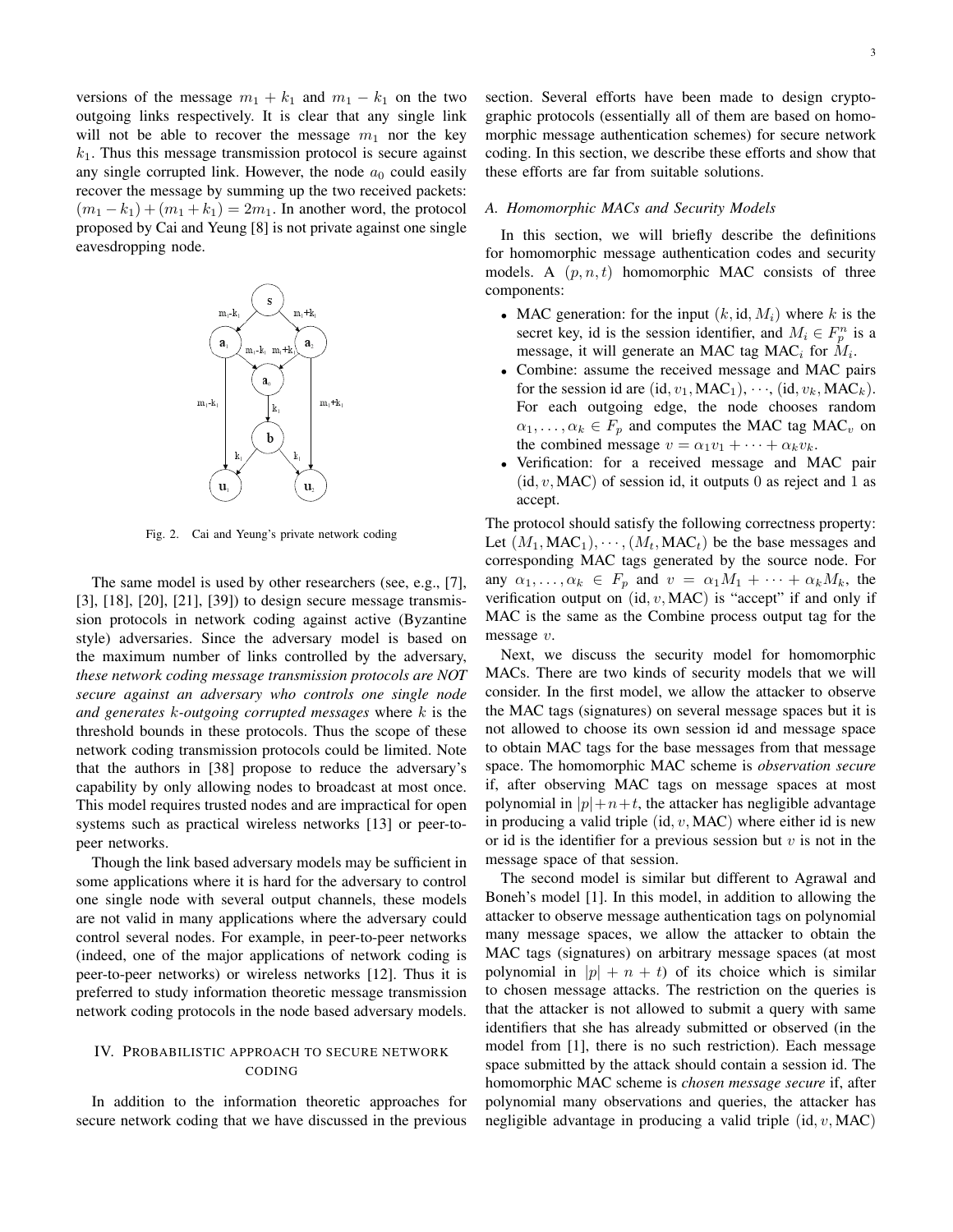versions of the message $m_1 + k_1$ and $m_1 - k_1$ on the two outgoing links respectively. It is clear that any single link will not be able to recover the message $m_1$ nor the key $k_1$. Thus this message transmission protocol is secure against any single corrupted link. However, the node $a_0$ could easily recover the message by summing up the two received packets: $(m_1 - k_1) + (m_1 + k_1) = 2m_1$. In another word, the protocol proposed by Cai and Yeung [8] is not private against one single eavesdropping node.

Fig. 2. Cai and Yeung's private network coding

The same model is used by other researchers (see, e.g., [7], [3], [18], [20], [21], [39]) to design secure message transmission protocols in network coding against active (Byzantine style) adversaries. Since the adversary model is based on the maximum number of links controlled by the adversary, *these network coding message transmission protocols are NOT secure against an adversary who controls one single node and generates $k$-outgoing corrupted messages* where $k$ is the threshold bounds in these protocols. Thus the scope of these network coding transmission protocols could be limited. Note that the authors in [38] propose to reduce the adversary's capability by only allowing nodes to broadcast at most once. This model requires trusted nodes and are impractical for open systems such as practical wireless networks [13] or peer-to-peer networks.

Though the link based adversary models may be sufficient in some applications where it is hard for the adversary to control one single node with several output channels, these models are not valid in many applications where the adversary could control several nodes. For example, in peer-to-peer networks (indeed, one of the major applications of network coding is peer-to-peer networks) or wireless networks [12]. Thus it is preferred to study information theoretic message transmission network coding protocols in the node based adversary models.

## IV. Probabilistic approach to secure network coding

In addition to the information theoretic approaches for secure network coding that we have discussed in the previous section. Several efforts have been made to design cryptographic protocols (essentially all of them are based on homomorphic message authentication schemes) for secure network coding. In this section, we describe these efforts and show that these efforts are far from suitable solutions.

### A. Homomorphic MACs and Security Models

In this section, we will briefly describe the definitions for homomorphic message authentication codes and security models. A $(p, n, t)$ homomorphic MAC consists of three components:

- MAC generation: for the input $(k, \text{id}, M_i)$ where $k$ is the secret key, id is the session identifier, and $M_i \in F_p^n$ is a message, it will generate an MAC tag $\text{MAC}_i$ for $M_i$.
- Combine: assume the received message and MAC pairs for the session id are $(\text{id}, v_1, \text{MAC}_1), \cdots, (\text{id}, v_k, \text{MAC}_k)$. For each outgoing edge, the node chooses random $\alpha_1, \ldots, \alpha_k \in F_p$ and computes the MAC tag $\text{MAC}_v$ on the combined message $v = \alpha_1 v_1 + \cdots + \alpha_k v_k$.
- Verification: for a received message and MAC pair $(\text{id}, v, \text{MAC})$ of session id, it outputs 0 as reject and 1 as accept.

The protocol should satisfy the following correctness property: Let $(M_1, \text{MAC}_1), \cdots, (M_t, \text{MAC}_t)$ be the base messages and corresponding MAC tags generated by the source node. For any $\alpha_1, \ldots, \alpha_k \in F_p$ and $v = \alpha_1 M_1 + \cdots + \alpha_k M_k$, the verification output on $(\text{id}, v, \text{MAC})$ is "accept" if and only if MAC is the same as the Combine process output tag for the message $v$.

Next, we discuss the security model for homomorphic MACs. There are two kinds of security models that we will consider. In the first model, we allow the attacker to observe the MAC tags (signatures) on several message spaces but it is not allowed to choose its own session id and message space to obtain MAC tags for the base messages from that message space. The homomorphic MAC scheme is *observation secure* if, after observing MAC tags on message spaces at most polynomial in $|p| + n + t$, the attacker has negligible advantage in producing a valid triple $(\text{id}, v, \text{MAC})$ where either id is new or id is the identifier for a previous session but $v$ is not in the message space of that session.

The second model is similar but different to Agrawal and Boneh's model [1]. In this model, in addition to allowing the attacker to observe message authentication tags on polynomial many message spaces, we allow the attacker to obtain the MAC tags (signatures) on arbitrary message spaces (at most polynomial in $|p| + n + t$) of its choice which is similar to chosen message attacks. The restriction on the queries is that the attacker is not allowed to submit a query with same identifiers that she has already submitted or observed (in the model from [1], there is no such restriction). Each message space submitted by the attack should contain a session id. The homomorphic MAC scheme is *chosen message secure* if, after polynomial many observations and queries, the attacker has negligible advantage in producing a valid triple $(\text{id}, v, \text{MAC})$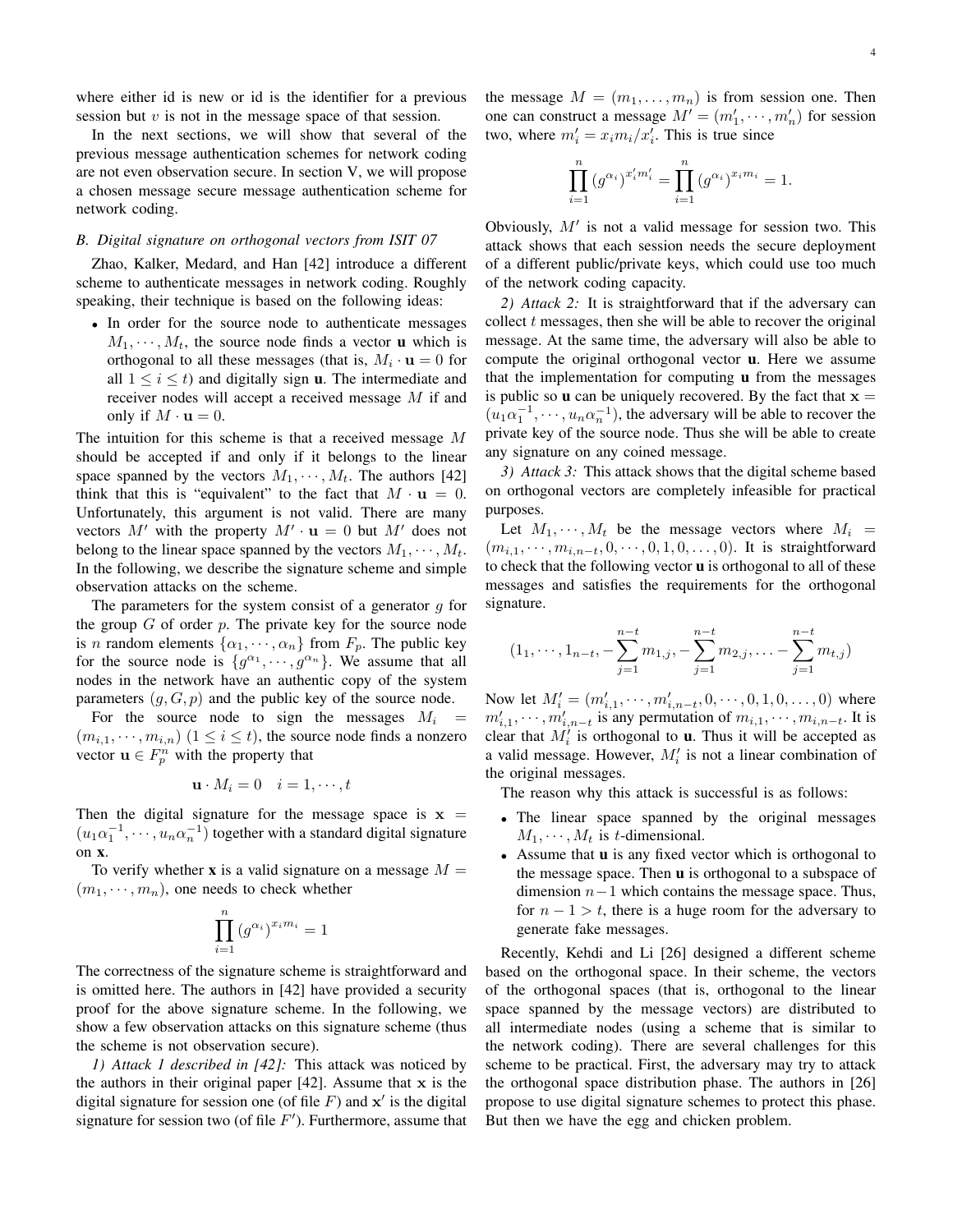where either id is new or id is the identifier for a previous session but $v$ is not in the message space of that session.

In the next sections, we will show that several of the previous message authentication schemes for network coding are not even observation secure. In section V, we will propose a chosen message secure message authentication scheme for network coding.

### B. Digital signature on orthogonal vectors from ISIT 07

Zhao, Kalker, Medard, and Han [42] introduce a different scheme to authenticate messages in network coding. Roughly speaking, their technique is based on the following ideas:

- In order for the source node to authenticate messages $M_1, \cdots, M_t$, the source node finds a vector $\mathbf{u}$ which is orthogonal to all these messages (that is, $M_i \cdot \mathbf{u} = 0$ for all $1 \le i \le t$) and digitally sign $\mathbf{u}$. The intermediate and receiver nodes will accept a received message $M$ if and only if $M \cdot \mathbf{u} = 0$.

The intuition for this scheme is that a received message $M$ should be accepted if and only if it belongs to the linear space spanned by the vectors $M_1, \cdots, M_t$. The authors [42] think that this is "equivalent" to the fact that $M \cdot \mathbf{u} = 0$. Unfortunately, this argument is not valid. There are many vectors $M'$ with the property $M' \cdot \mathbf{u} = 0$ but $M'$ does not belong to the linear space spanned by the vectors $M_1, \cdots, M_t$. In the following, we describe the signature scheme and simple observation attacks on the scheme.

The parameters for the system consist of a generator $g$ for the group $G$ of order $p$. The private key for the source node is $n$ random elements $\{\alpha_1, \cdots, \alpha_n\}$ from $F_p$. The public key for the source node is $\{g^{\alpha_1}, \cdots, g^{\alpha_n}\}$. We assume that all nodes in the network have an authentic copy of the system parameters $(g, G, p)$ and the public key of the source node.

For the source node to sign the messages $M_i = (m_{i,1}, \cdots, m_{i,n})$ $(1 \le i \le t)$, the source node finds a nonzero vector $\mathbf{u} \in F_p^n$ with the property that

$$\mathbf{u} \cdot M_i = 0 \quad i = 1, \cdots, t$$

Then the digital signature for the message space is $\mathbf{x} = (u_1\alpha_1^{-1}, \cdots, u_n\alpha_n^{-1})$ together with a standard digital signature on $\mathbf{x}$.

To verify whether $\mathbf{x}$ is a valid signature on a message $M = (m_1, \cdots, m_n)$, one needs to check whether

$$\prod_{i=1}^{n} (g^{\alpha_i})^{x_i m_i} = 1$$

The correctness of the signature scheme is straightforward and is omitted here. The authors in [42] have provided a security proof for the above signature scheme. In the following, we show a few observation attacks on this signature scheme (thus the scheme is not observation secure).

*1) Attack 1 described in [42]:* This attack was noticed by the authors in their original paper [42]. Assume that $\mathbf{x}$ is the digital signature for session one (of file $F$) and $\mathbf{x}'$ is the digital signature for session two (of file $F'$). Furthermore, assume that the message $M = (m_1, \ldots, m_n)$ is from session one. Then one can construct a message $M' = (m_1', \cdots, m_n')$ for session two, where $m_i' = x_i m_i / x_i'$. This is true since

$$\prod_{i=1}^{n} (g^{\alpha_i})^{x_i' m_i'} = \prod_{i=1}^{n} (g^{\alpha_i})^{x_i m_i} = 1.$$

Obviously, $M'$ is not a valid message for session two. This attack shows that each session needs the secure deployment of a different public/private keys, which could use too much of the network coding capacity.

*2) Attack 2:* It is straightforward that if the adversary can collect $t$ messages, then she will be able to recover the original message. At the same time, the adversary will also be able to compute the original orthogonal vector $\mathbf{u}$. Here we assume that the implementation for computing $\mathbf{u}$ from the messages is public so $\mathbf{u}$ can be uniquely recovered. By the fact that $\mathbf{x} = (u_1\alpha_1^{-1}, \cdots, u_n\alpha_n^{-1})$, the adversary will be able to recover the private key of the source node. Thus she will be able to create any signature on any coined message.

*3) Attack 3:* This attack shows that the digital scheme based on orthogonal vectors are completely infeasible for practical purposes.

Let $M_1, \cdots, M_t$ be the message vectors where $M_i = (m_{i,1}, \cdots, m_{i,n-t}, 0, \cdots, 0, 1, 0, \ldots, 0)$. It is straightforward to check that the following vector $\mathbf{u}$ is orthogonal to all of these messages and satisfies the requirements for the orthogonal signature.

$$(1_1, \cdots, 1_{n-t}, -\sum_{j=1}^{n-t} m_{1,j}, -\sum_{j=1}^{n-t} m_{2,j}, \ldots -\sum_{j=1}^{n-t} m_{t,j})$$

Now let $M_i' = (m_{i,1}', \cdots, m_{i,n-t}', 0, \cdots, 0, 1, 0, \ldots, 0)$ where $m_{i,1}', \cdots, m_{i,n-t}'$ is any permutation of $m_{i,1}, \cdots, m_{i,n-t}$. It is clear that $M_i'$ is orthogonal to $\mathbf{u}$. Thus it will be accepted as a valid message. However, $M_i'$ is not a linear combination of the original messages.

The reason why this attack is successful is as follows:

- The linear space spanned by the original messages $M_1, \cdots, M_t$ is $t$-dimensional.
- Assume that $\mathbf{u}$ is any fixed vector which is orthogonal to the message space. Then $\mathbf{u}$ is orthogonal to a subspace of dimension $n-1$ which contains the message space. Thus, for $n - 1 > t$, there is a huge room for the adversary to generate fake messages.

Recently, Kehdi and Li [26] designed a different scheme based on the orthogonal space. In their scheme, the vectors of the orthogonal spaces (that is, orthogonal to the linear space spanned by the message vectors) are distributed to all intermediate nodes (using a scheme that is similar to the network coding). There are several challenges for this scheme to be practical. First, the adversary may try to attack the orthogonal space distribution phase. The authors in [26] propose to use digital signature schemes to protect this phase. But then we have the egg and chicken problem.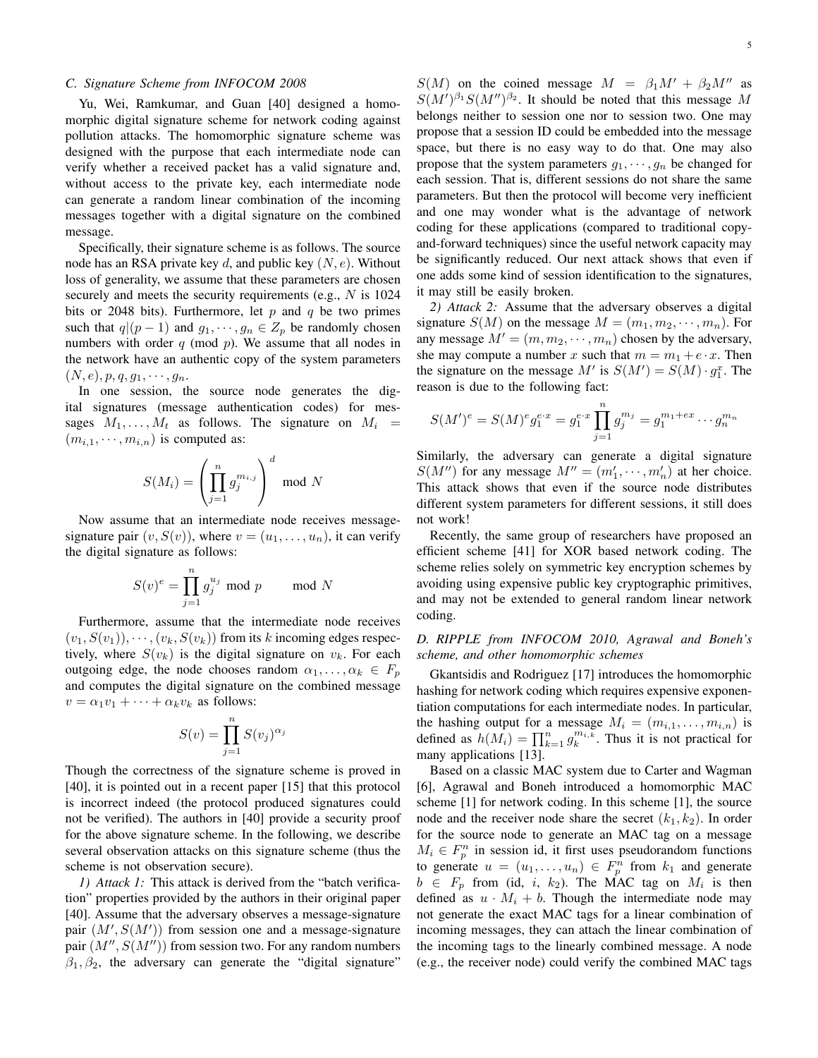### C. Signature Scheme from INFOCOM 2008

Yu, Wei, Ramkumar, and Guan [40] designed a homomorphic digital signature scheme for network coding against pollution attacks. The homomorphic signature scheme was designed with the purpose that each intermediate node can verify whether a received packet has a valid signature and, without access to the private key, each intermediate node can generate a random linear combination of the incoming messages together with a digital signature on the combined message.

Specifically, their signature scheme is as follows. The source node has an RSA private key $d$, and public key $(N, e)$. Without loss of generality, we assume that these parameters are chosen securely and meets the security requirements (e.g., $N$ is 1024 bits or 2048 bits). Furthermore, let $p$ and $q$ be two primes such that $q|(p-1)$ and $g_1, \cdots, g_n \in Z_p$ be randomly chosen numbers with order $q$ (mod $p$). We assume that all nodes in the network have an authentic copy of the system parameters $(N, e), p, q, g_1, \cdots, g_n$.

In one session, the source node generates the digital signatures (message authentication codes) for messages $M_1, \ldots, M_t$ as follows. The signature on $M_i = (m_{i,1}, \cdots, m_{i,n})$ is computed as:

$$S(M_i) = \left( \prod_{j=1}^{n} g_j^{m_{i,j}} \right)^d \mod N$$

Now assume that an intermediate node receives message-signature pair $(v, S(v))$, where $v = (u_1, \ldots, u_n)$, it can verify the digital signature as follows:

$$S(v)^e = \prod_{j=1}^{n} g_j^{u_j} \bmod p \qquad \bmod N$$

Furthermore, assume that the intermediate node receives $(v_1, S(v_1)), \cdots, (v_k, S(v_k))$ from its $k$ incoming edges respectively, where $S(v_k)$ is the digital signature on $v_k$. For each outgoing edge, the node chooses random $\alpha_1, \ldots, \alpha_k \in F_p$ and computes the digital signature on the combined message $v = \alpha_1 v_1 + \cdots + \alpha_k v_k$ as follows:

$$S(v) = \prod_{j=1}^{n} S(v_j)^{\alpha_j}$$

Though the correctness of the signature scheme is proved in [40], it is pointed out in a recent paper [15] that this protocol is incorrect indeed (the protocol produced signatures could not be verified). The authors in [40] provide a security proof for the above signature scheme. In the following, we describe several observation attacks on this signature scheme (thus the scheme is not observation secure).

*1) Attack 1:* This attack is derived from the "batch verification" properties provided by the authors in their original paper [40]. Assume that the adversary observes a message-signature pair $(M', S(M'))$ from session one and a message-signature pair $(M'', S(M''))$ from session two. For any random numbers $\beta_1, \beta_2$, the adversary can generate the "digital signature" $S(M)$ on the coined message $M = \beta_1 M' + \beta_2 M''$ as $S(M')^{\beta_1} S(M'')^{\beta_2}$. It should be noted that this message $M$ belongs neither to session one nor to session two. One may propose that a session ID could be embedded into the message space, but there is no easy way to do that. One may also propose that the system parameters $g_1, \cdots, g_n$ be changed for each session. That is, different sessions do not share the same parameters. But then the protocol will become very inefficient and one may wonder what is the advantage of network coding for these applications (compared to traditional copy-and-forward techniques) since the useful network capacity may be significantly reduced. Our next attack shows that even if one adds some kind of session identification to the signatures, it may still be easily broken.

*2) Attack 2:* Assume that the adversary observes a digital signature $S(M)$ on the message $M = (m_1, m_2, \cdots, m_n)$. For any message $M' = (m, m_2, \cdots, m_n)$ chosen by the adversary, she may compute a number $x$ such that $m = m_1 + e \cdot x$. Then the signature on the message $M'$ is $S(M') = S(M) \cdot g_1^x$. The reason is due to the following fact:

$$S(M')^e = S(M)^e g_1^{e \cdot x} = g_1^{e \cdot x} \prod_{j=1}^{n} g_j^{m_j} = g_1^{m_1 + ex} \cdots g_n^{m_n}$$

Similarly, the adversary can generate a digital signature $S(M'')$ for any message $M'' = (m_1', \cdots, m_n')$ at her choice. This attack shows that even if the source node distributes different system parameters for different sessions, it still does not work!

Recently, the same group of researchers have proposed an efficient scheme [41] for XOR based network coding. The scheme relies solely on symmetric key encryption schemes by avoiding using expensive public key cryptographic primitives, and may not be extended to general random linear network coding.

### D. RIPPLE from INFOCOM 2010, Agrawal and Boneh's scheme, and other homomorphic schemes

Gkantsidis and Rodriguez [17] introduces the homomorphic hashing for network coding which requires expensive exponentiation computations for each intermediate nodes. In particular, the hashing output for a message $M_i = (m_{i,1}, \ldots, m_{i,n})$ is defined as $h(M_i) = \prod_{k=1}^{n} g_k^{m_{i,k}}$. Thus it is not practical for many applications [13].

Based on a classic MAC system due to Carter and Wagman [6], Agrawal and Boneh introduced a homomorphic MAC scheme [1] for network coding. In this scheme [1], the source node and the receiver node share the secret $(k_1, k_2)$. In order for the source node to generate an MAC tag on a message $M_i \in F_p^n$ in session id, it first uses pseudorandom functions to generate $u = (u_1, \ldots, u_n) \in F_p^n$ from $k_1$ and generate $b \in F_p$ from (id, $i$, $k_2$). The MAC tag on $M_i$ is then defined as $u \cdot M_i + b$. Though the intermediate node may not generate the exact MAC tags for a linear combination of incoming messages, they can attach the linear combination of the incoming tags to the linearly combined message. A node (e.g., the receiver node) could verify the combined MAC tags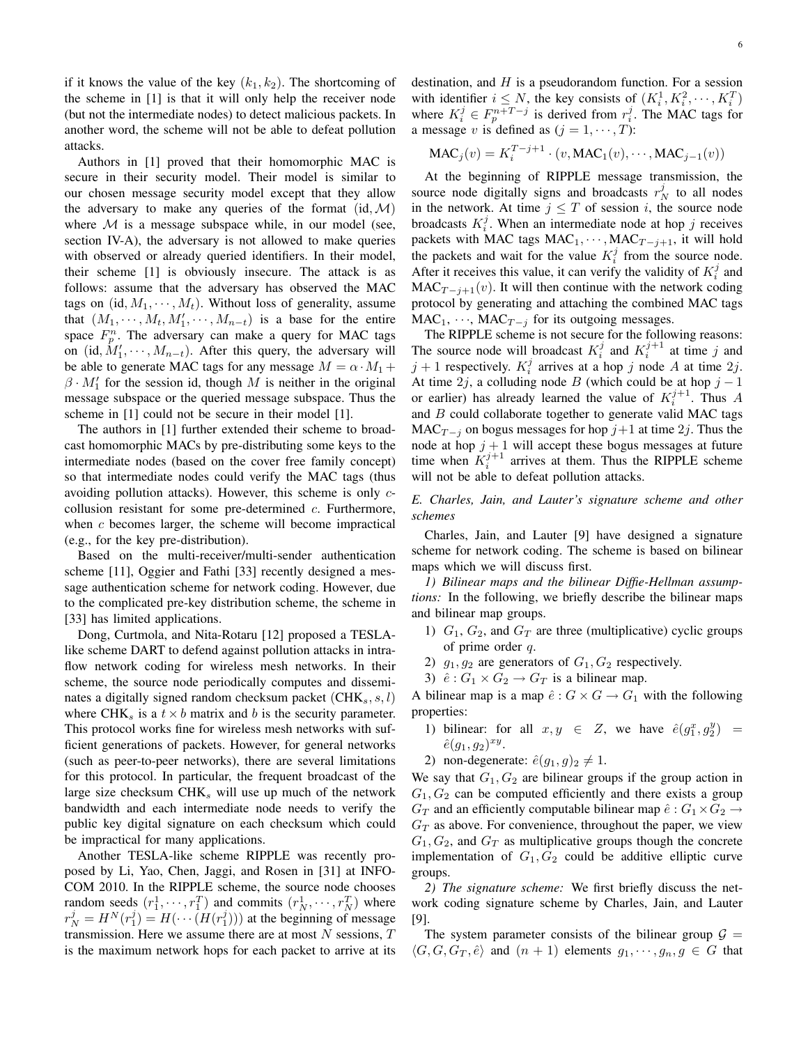if it knows the value of the key $(k_1, k_2)$. The shortcoming of the scheme in [1] is that it will only help the receiver node (but not the intermediate nodes) to detect malicious packets. In another word, the scheme will not be able to defeat pollution attacks.

Authors in [1] proved that their homomorphic MAC is secure in their security model. Their model is similar to our chosen message security model except that they allow the adversary to make any queries of the format $(\text{id}, \mathcal{M})$ where $\mathcal{M}$ is a message subspace while, in our model (see, section IV-A), the adversary is not allowed to make queries with observed or already queried identifiers. In their model, their scheme [1] is obviously insecure. The attack is as follows: assume that the adversary has observed the MAC tags on $(\text{id}, M_1, \cdots, M_t)$. Without loss of generality, assume that $(M_1, \cdots, M_t, M_1', \cdots, M_{n-t})$ is a base for the entire space $F_p^n$. The adversary can make a query for MAC tags on $(\text{id}, M_1', \cdots, M_{n-t})$. After this query, the adversary will be able to generate MAC tags for any message $M = \alpha \cdot M_1 + \beta \cdot M_1'$ for the session id, though $M$ is neither in the original message subspace or the queried message subspace. Thus the scheme in [1] could not be secure in their model [1].

The authors in [1] further extended their scheme to broadcast homomorphic MACs by pre-distributing some keys to the intermediate nodes (based on the cover free family concept) so that intermediate nodes could verify the MAC tags (thus avoiding pollution attacks). However, this scheme is only $c$-collusion resistant for some pre-determined $c$. Furthermore, when $c$ becomes larger, the scheme will become impractical (e.g., for the key pre-distribution).

Based on the multi-receiver/multi-sender authentication scheme [11], Oggier and Fathi [33] recently designed a message authentication scheme for network coding. However, due to the complicated pre-key distribution scheme, the scheme in [33] has limited applications.

Dong, Curtmola, and Nita-Rotaru [12] proposed a TESLA-like scheme DART to defend against pollution attacks in intra-flow network coding for wireless mesh networks. In their scheme, the source node periodically computes and disseminates a digitally signed random checksum packet $(\text{CHK}_s, s, l)$ where $\text{CHK}_s$ is a $t \times b$ matrix and $b$ is the security parameter. This protocol works fine for wireless mesh networks with sufficient generations of packets. However, for general networks (such as peer-to-peer networks), there are several limitations for this protocol. In particular, the frequent broadcast of the large size checksum $\text{CHK}_s$ will use up much of the network bandwidth and each intermediate node needs to verify the public key digital signature on each checksum which could be impractical for many applications.

Another TESLA-like scheme RIPPLE was recently proposed by Li, Yao, Chen, Jaggi, and Rosen in [31] at INFOCOM 2010. In the RIPPLE scheme, the source node chooses random seeds $(r_1^1, \cdots, r_1^T)$ and commits $(r_N^1, \cdots, r_N^T)$ where $r_N^j = H^N(r_1^j) = H(\cdots(H(r_1^j)))$ at the beginning of message transmission. Here we assume there are at most $N$ sessions, $T$ is the maximum network hops for each packet to arrive at its destination, and $H$ is a pseudorandom function. For a session with identifier $i \leq N$, the key consists of $(K_i^1, K_i^2, \cdots, K_i^T)$ where $K_i^j \in F_p^{n+T-j}$ is derived from $r_i^j$. The MAC tags for a message $v$ is defined as $(j = 1, \cdots, T)$:

$$\text{MAC}_j(v) = K_i^{T-j+1} \cdot (v, \text{MAC}_1(v), \cdots, \text{MAC}_{j-1}(v))$$

At the beginning of RIPPLE message transmission, the source node digitally signs and broadcasts $r_N^j$ to all nodes in the network. At time $j \leq T$ of session $i$, the source node broadcasts $K_i^j$. When an intermediate node at hop $j$ receives packets with MAC tags $\text{MAC}_1, \cdots, \text{MAC}_{T-j+1}$, it will hold the packets and wait for the value $K_i^j$ from the source node. After it receives this value, it can verify the validity of $K_i^j$ and $\text{MAC}_{T-j+1}(v)$. It will then continue with the network coding protocol by generating and attaching the combined MAC tags $\text{MAC}_1, \cdots, \text{MAC}_{T-j}$ for its outgoing messages.

The RIPPLE scheme is not secure for the following reasons: The source node will broadcast $K_i^j$ and $K_i^{j+1}$ at time $j$ and $j+1$ respectively. $K_i^j$ arrives at a hop $j$ node $A$ at time $2j$. At time $2j$, a colluding node $B$ (which could be at hop $j-1$ or earlier) has already learned the value of $K_i^{j+1}$. Thus $A$ and $B$ could collaborate together to generate valid MAC tags $\text{MAC}_{T-j}$ on bogus messages for hop $j+1$ at time $2j$. Thus the node at hop $j+1$ will accept these bogus messages at future time when $K_i^{j+1}$ arrives at them. Thus the RIPPLE scheme will not be able to defeat pollution attacks.

### *E. Charles, Jain, and Lauter's signature scheme and other schemes*

Charles, Jain, and Lauter [9] have designed a signature scheme for network coding. The scheme is based on bilinear maps which we will discuss first.

*1) Bilinear maps and the bilinear Diffie-Hellman assumptions:* In the following, we briefly describe the bilinear maps and bilinear map groups.

1) $G_1$, $G_2$, and $G_T$ are three (multiplicative) cyclic groups of prime order $q$.
2) $g_1, g_2$ are generators of $G_1, G_2$ respectively.
3) $\hat{e} : G_1 \times G_2 \rightarrow G_T$ is a bilinear map.

A bilinear map is a map $\hat{e} : G \times G \rightarrow G_1$ with the following properties:

1) bilinear: for all $x, y \in Z$, we have $\hat{e}(g_1^x, g_2^y) = \hat{e}(g_1, g_2)^{xy}$.
2) non-degenerate: $\hat{e}(g_1, g)_2 \neq 1$.

We say that $G_1, G_2$ are bilinear groups if the group action in $G_1, G_2$ can be computed efficiently and there exists a group $G_T$ and an efficiently computable bilinear map $\hat{e} : G_1 \times G_2 \rightarrow G_T$ as above. For convenience, throughout the paper, we view $G_1, G_2$, and $G_T$ as multiplicative groups though the concrete implementation of $G_1, G_2$ could be additive elliptic curve groups.

*2) The signature scheme:* We first briefly discuss the network coding signature scheme by Charles, Jain, and Lauter [9].

The system parameter consists of the bilinear group $\mathcal{G} = \langle G, G, G_T, \hat{e} \rangle$ and $(n+1)$ elements $g_1, \cdots, g_n, g \in G$ that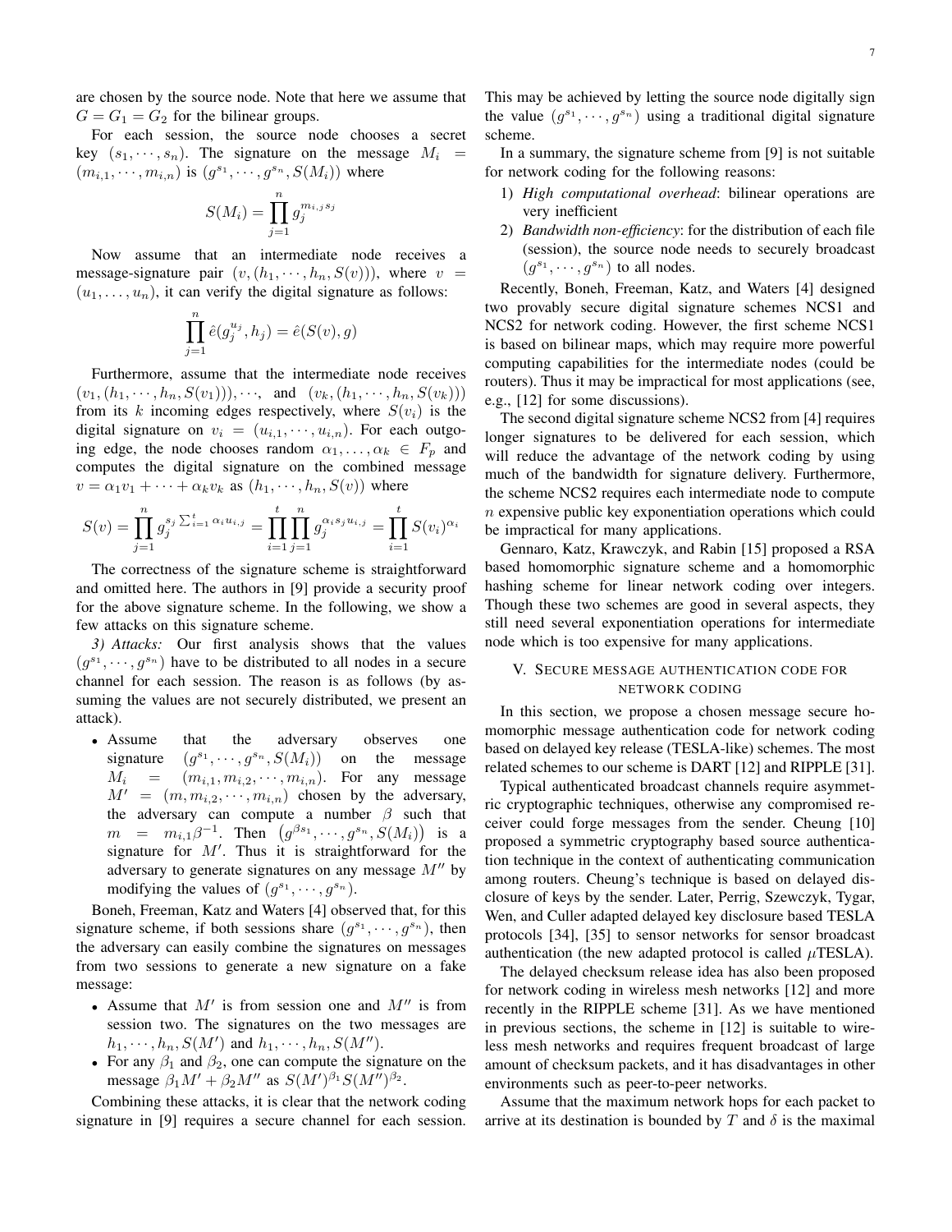are chosen by the source node. Note that here we assume that $G = G_1 = G_2$ for the bilinear groups.

For each session, the source node chooses a secret key $(s_1, \cdots, s_n)$. The signature on the message $M_i = (m_{i,1}, \cdots, m_{i,n})$ is $(g^{s_1}, \cdots, g^{s_n}, S(M_i))$ where

$$S(M_i) = \prod_{j=1}^{n} g_j^{m_{i,j} s_j}$$

Now assume that an intermediate node receives a message-signature pair $(v, (h_1, \cdots, h_n, S(v)))$, where $v = (u_1, \ldots, u_n)$, it can verify the digital signature as follows:

$$\prod_{j=1}^{n} \hat{e}(g_j^{u_j}, h_j) = \hat{e}(S(v), g)$$

Furthermore, assume that the intermediate node receives $(v_1, (h_1, \cdots, h_n, S(v_1))), \cdots,$ and $(v_k, (h_1, \cdots, h_n, S(v_k)))$ from its $k$ incoming edges respectively, where $S(v_i)$ is the digital signature on $v_i = (u_{i,1}, \cdots, u_{i,n})$. For each outgoing edge, the node chooses random $\alpha_1, \ldots, \alpha_k \in F_p$ and computes the digital signature on the combined message $v = \alpha_1 v_1 + \cdots + \alpha_k v_k$ as $(h_1, \cdots, h_n, S(v))$ where

$$S(v) = \prod_{j=1}^{n} g_j^{s_j \sum_{i=1}^{t} \alpha_i u_{i,j}} = \prod_{i=1}^{t} \prod_{j=1}^{n} g_j^{\alpha_i s_j u_{i,j}} = \prod_{i=1}^{t} S(v_i)^{\alpha_i}$$

The correctness of the signature scheme is straightforward and omitted here. The authors in [9] provide a security proof for the above signature scheme. In the following, we show a few attacks on this signature scheme.

*3) Attacks:* Our first analysis shows that the values $(g^{s_1}, \cdots, g^{s_n})$ have to be distributed to all nodes in a secure channel for each session. The reason is as follows (by assuming the values are not securely distributed, we present an attack).

- Assume that the adversary observes one signature $(g^{s_1}, \cdots, g^{s_n}, S(M_i))$ on the message $M_i = (m_{i,1}, m_{i,2}, \cdots, m_{i,n})$. For any message $M' = (m, m_{i,2}, \cdots, m_{i,n})$ chosen by the adversary, the adversary can compute a number $\beta$ such that $m = m_{i,1}\beta^{-1}$. Then $\left(g^{\beta s_1}, \cdots, g^{s_n}, S(M_i)\right)$ is a signature for $M'$. Thus it is straightforward for the adversary to generate signatures on any message $M''$ by modifying the values of $(g^{s_1}, \cdots, g^{s_n})$.

Boneh, Freeman, Katz and Waters [4] observed that, for this signature scheme, if both sessions share $(g^{s_1}, \cdots, g^{s_n})$, then the adversary can easily combine the signatures on messages from two sessions to generate a new signature on a fake message:

- Assume that $M'$ is from session one and $M''$ is from session two. The signatures on the two messages are $h_1, \cdots, h_n, S(M')$ and $h_1, \cdots, h_n, S(M'')$.
- For any $\beta_1$ and $\beta_2$, one can compute the signature on the message $\beta_1 M' + \beta_2 M''$ as $S(M')^{\beta_1} S(M'')^{\beta_2}$.

Combining these attacks, it is clear that the network coding signature in [9] requires a secure channel for each session. This may be achieved by letting the source node digitally sign the value $(g^{s_1}, \cdots, g^{s_n})$ using a traditional digital signature scheme.

In a summary, the signature scheme from [9] is not suitable for network coding for the following reasons:

1) *High computational overhead*: bilinear operations are very inefficient
2) *Bandwidth non-efficiency*: for the distribution of each file (session), the source node needs to securely broadcast $(g^{s_1}, \cdots, g^{s_n})$ to all nodes.

Recently, Boneh, Freeman, Katz, and Waters [4] designed two provably secure digital signature schemes NCS1 and NCS2 for network coding. However, the first scheme NCS1 is based on bilinear maps, which may require more powerful computing capabilities for the intermediate nodes (could be routers). Thus it may be impractical for most applications (see, e.g., [12] for some discussions).

The second digital signature scheme NCS2 from [4] requires longer signatures to be delivered for each session, which will reduce the advantage of the network coding by using much of the bandwidth for signature delivery. Furthermore, the scheme NCS2 requires each intermediate node to compute $n$ expensive public key exponentiation operations which could be impractical for many applications.

Gennaro, Katz, Krawczyk, and Rabin [15] proposed a RSA based homomorphic signature scheme and a homomorphic hashing scheme for linear network coding over integers. Though these two schemes are good in several aspects, they still need several exponentiation operations for intermediate node which is too expensive for many applications.

## V. Secure message authentication code for network coding

In this section, we propose a chosen message secure homomorphic message authentication code for network coding based on delayed key release (TESLA-like) schemes. The most related schemes to our scheme is DART [12] and RIPPLE [31].

Typical authenticated broadcast channels require asymmetric cryptographic techniques, otherwise any compromised receiver could forge messages from the sender. Cheung [10] proposed a symmetric cryptography based source authentication technique in the context of authenticating communication among routers. Cheung's technique is based on delayed disclosure of keys by the sender. Later, Perrig, Szewczyk, Tygar, Wen, and Culler adapted delayed key disclosure based TESLA protocols [34], [35] to sensor networks for sensor broadcast authentication (the new adapted protocol is called $\mu$TESLA).

The delayed checksum release idea has also been proposed for network coding in wireless mesh networks [12] and more recently in the RIPPLE scheme [31]. As we have mentioned in previous sections, the scheme in [12] is suitable to wireless mesh networks and requires frequent broadcast of large amount of checksum packets, and it has disadvantages in other environments such as peer-to-peer networks.

Assume that the maximum network hops for each packet to arrive at its destination is bounded by $T$ and $\delta$ is the maximal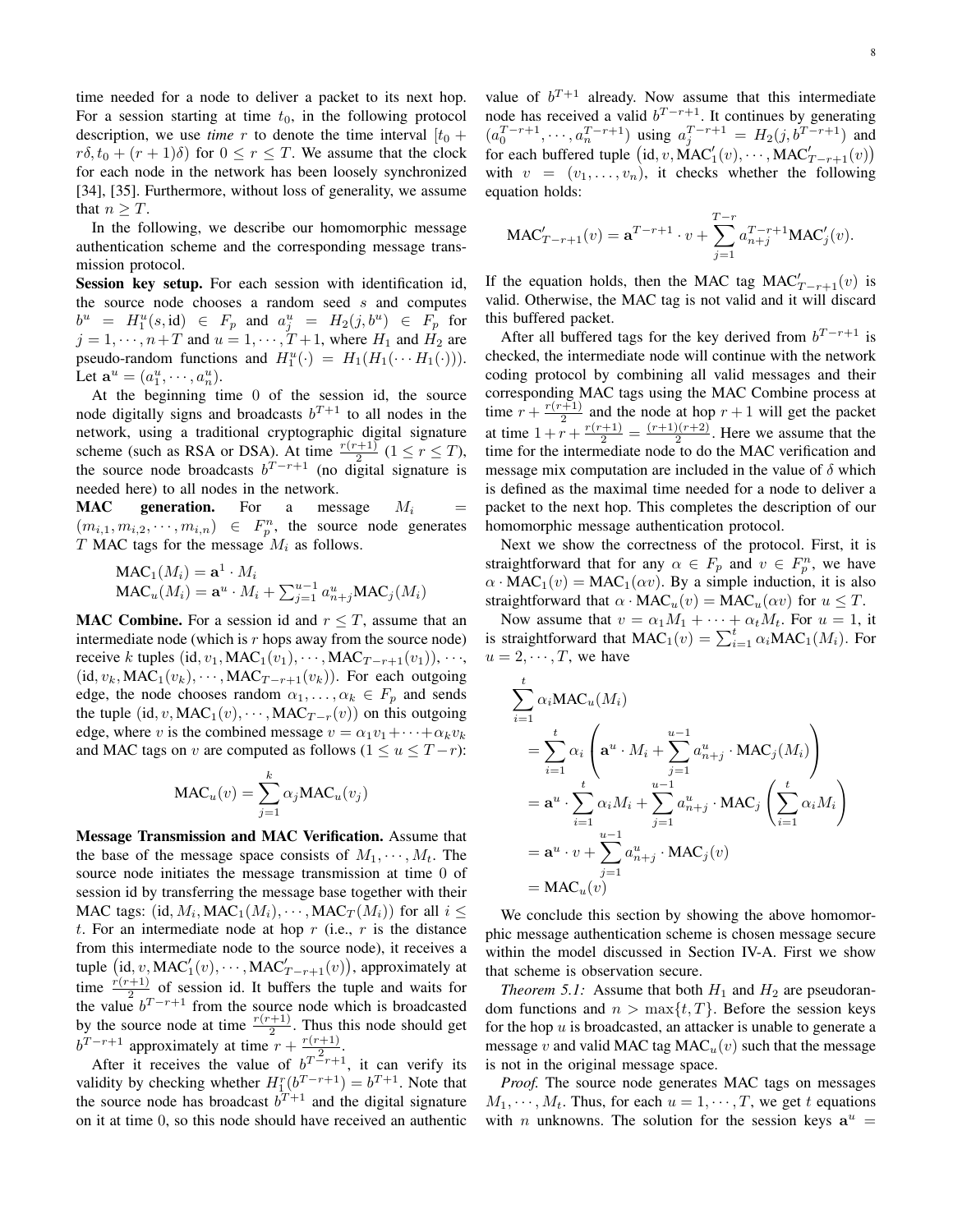time needed for a node to deliver a packet to its next hop. For a session starting at time $t_0$, in the following protocol description, we use *time* $r$ to denote the time interval $[t_0 + r\delta, t_0 + (r+1)\delta)$ for $0 \le r \le T$. We assume that the clock for each node in the network has been loosely synchronized [34], [35]. Furthermore, without loss of generality, we assume that $n \ge T$.

In the following, we describe our homomorphic message authentication scheme and the corresponding message transmission protocol.

**Session key setup.** For each session with identification id, the source node chooses a random seed $s$ and computes $b^u = H_1^u(s, \text{id}) \in F_p$ and $a_j^u = H_2(j, b^u) \in F_p$ for $j = 1, \cdots, n+T$ and $u = 1, \cdots, T+1$, where $H_1$ and $H_2$ are pseudo-random functions and $H_1^u(\cdot) = H_1(H_1(\cdots H_1(\cdot)))$. Let $\mathbf{a}^u = (a_1^u, \cdots, a_n^u)$.

At the beginning time 0 of the session id, the source node digitally signs and broadcasts $b^{T+1}$ to all nodes in the network, using a traditional cryptographic digital signature scheme (such as RSA or DSA). At time $\frac{r(r+1)}{2}$ $(1 \le r \le T)$, the source node broadcasts $b^{T-r+1}$ (no digital signature is needed here) to all nodes in the network.

**MAC generation.** For a message $M_i = (m_{i,1}, m_{i,2}, \cdots, m_{i,n}) \in F_p^n$, the source node generates $T$ MAC tags for the message $M_i$ as follows.

$$
\begin{aligned}
&\text{MAC}_1(M_i) = \mathbf{a}^1 \cdot M_i \\
&\text{MAC}_u(M_i) = \mathbf{a}^u \cdot M_i + \textstyle\sum_{j=1}^{u-1} a_{n+j}^u \text{MAC}_j(M_i)
\end{aligned}
$$

**MAC Combine.** For a session id and $r \le T$, assume that an intermediate node (which is $r$ hops away from the source node) receive $k$ tuples $(\text{id}, v_1, \text{MAC}_1(v_1), \cdots, \text{MAC}_{T-r+1}(v_1)), \cdots, (\text{id}, v_k, \text{MAC}_1(v_k), \cdots, \text{MAC}_{T-r+1}(v_k))$. For each outgoing edge, the node chooses random $\alpha_1, \ldots, \alpha_k \in F_p$ and sends the tuple $(\text{id}, v, \text{MAC}_1(v), \cdots, \text{MAC}_{T-r}(v))$ on this outgoing edge, where $v$ is the combined message $v = \alpha_1 v_1 + \cdots + \alpha_k v_k$ and MAC tags on $v$ are computed as follows $(1 \le u \le T-r)$:

$$
\text{MAC}_u(v) = \sum_{j=1}^{k} \alpha_j \text{MAC}_u(v_j)
$$

**Message Transmission and MAC Verification.** Assume that the base of the message space consists of $M_1, \cdots, M_t$. The source node initiates the message transmission at time 0 of session id by transferring the message base together with their MAC tags: $(\text{id}, M_i, \text{MAC}_1(M_i), \cdots, \text{MAC}_T(M_i))$ for all $i \le t$. For an intermediate node at hop $r$ (i.e., $r$ is the distance from this intermediate node to the source node), it receives a tuple $\left(\text{id}, v, \text{MAC}'_1(v), \cdots, \text{MAC}'_{T-r+1}(v)\right)$, approximately at time $\frac{r(r+1)}{2}$ of session id. It buffers the tuple and waits for the value $b^{T-r+1}$ from the source node which is broadcasted by the source node at time $\frac{r(r+1)}{2}$. Thus this node should get $b^{T-r+1}$ approximately at time $r + \frac{r(r+1)}{2}$.

After it receives the value of $b^{T-r+1}$, it can verify its validity by checking whether $H_1^r(b^{T-r+1}) = b^{T+1}$. Note that the source node has broadcast $b^{T+1}$ and the digital signature on it at time 0, so this node should have received an authentic value of $b^{T+1}$ already. Now assume that this intermediate node has received a valid $b^{T-r+1}$. It continues by generating $(a_0^{T-r+1}, \cdots, a_n^{T-r+1})$ using $a_j^{T-r+1} = H_2(j, b^{T-r+1})$ and for each buffered tuple $\left(\text{id}, v, \text{MAC}'_1(v), \cdots, \text{MAC}'_{T-r+1}(v)\right)$ with $v = (v_1, \ldots, v_n)$, it checks whether the following equation holds:

$$
\text{MAC}'_{T-r+1}(v) = \mathbf{a}^{T-r+1} \cdot v + \sum_{j=1}^{T-r} a_{n+j}^{T-r+1} \text{MAC}'_j(v).
$$

If the equation holds, then the MAC tag $\text{MAC}'_{T-r+1}(v)$ is valid. Otherwise, the MAC tag is not valid and it will discard this buffered packet.

After all buffered tags for the key derived from $b^{T-r+1}$ is checked, the intermediate node will continue with the network coding protocol by combining all valid messages and their corresponding MAC tags using the MAC Combine process at time $r + \frac{r(r+1)}{2}$ and the node at hop $r+1$ will get the packet at time $1 + r + \frac{r(r+1)}{2} = \frac{(r+1)(r+2)}{2}$. Here we assume that the time for the intermediate node to do the MAC verification and message mix computation are included in the value of $\delta$ which is defined as the maximal time needed for a node to deliver a packet to the next hop. This completes the description of our homomorphic message authentication protocol.

Next we show the correctness of the protocol. First, it is straightforward that for any $\alpha \in F_p$ and $v \in F_p^n$, we have $\alpha \cdot \text{MAC}_1(v) = \text{MAC}_1(\alpha v)$. By a simple induction, it is also straightforward that $\alpha \cdot \text{MAC}_u(v) = \text{MAC}_u(\alpha v)$ for $u \le T$.

Now assume that $v = \alpha_1 M_1 + \cdots + \alpha_t M_t$. For $u = 1$, it is straightforward that $\text{MAC}_1(v) = \sum_{i=1}^{t} \alpha_i \text{MAC}_1(M_i)$. For $u = 2, \cdots, T$, we have

$$
\begin{aligned}
&\sum_{i=1}^{t} \alpha_i \text{MAC}_u(M_i) \\
&\quad = \sum_{i=1}^{t} \alpha_i \left( \mathbf{a}^u \cdot M_i + \sum_{j=1}^{u-1} a_{n+j}^u \cdot \text{MAC}_j(M_i) \right) \\
&\quad = \mathbf{a}^u \cdot \sum_{i=1}^{t} \alpha_i M_i + \sum_{j=1}^{u-1} a_{n+j}^u \cdot \text{MAC}_j \left( \sum_{i=1}^{t} \alpha_i M_i \right) \\
&\quad = \mathbf{a}^u \cdot v + \sum_{j=1}^{u-1} a_{n+j}^u \cdot \text{MAC}_j(v) \\
&\quad = \text{MAC}_u(v)
\end{aligned}
$$

We conclude this section by showing the above homomorphic message authentication scheme is chosen message secure within the model discussed in Section IV-A. First we show that scheme is observation secure.

*Theorem 5.1:* Assume that both $H_1$ and $H_2$ are pseudorandom functions and $n > \max\{t, T\}$. Before the session keys for the hop $u$ is broadcasted, an attacker is unable to generate a message $v$ and valid MAC tag $\text{MAC}_u(v)$ such that the message is not in the original message space.

*Proof.* The source node generates MAC tags on messages $M_1, \cdots, M_t$. Thus, for each $u = 1, \cdots, T$, we get $t$ equations with $n$ unknowns. The solution for the session keys $\mathbf{a}^u =$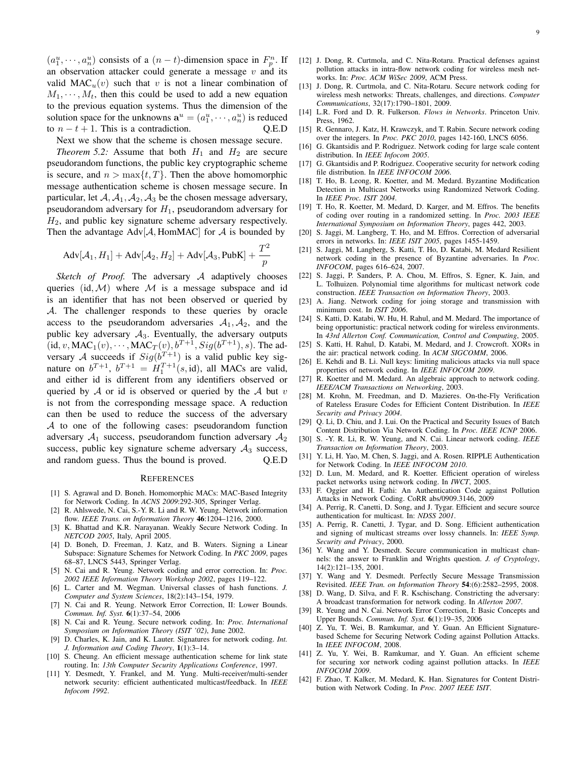$(a_1^u, \cdots, a_n^u)$ consists of a $(n-t)$-dimension space in $F_p^n$. If an observation attacker could generate a message $v$ and its valid $\text{MAC}_u(v)$ such that $v$ is not a linear combination of $M_1, \cdots, M_t$, then this could be used to add a new equation to the previous equation systems. Thus the dimension of the solution space for the unknowns $\mathbf{a}^u = (a_1^u, \cdots, a_n^u)$ is reduced to $n-t+1$. This is a contradiction. Q.E.D

Next we show that the scheme is chosen message secure.

*Theorem 5.2:* Assume that both $H_1$ and $H_2$ are secure pseudorandom functions, the public key cryptographic scheme is secure, and $n > \max\{t, T\}$. Then the above homomorphic message authentication scheme is chosen message secure. In particular, let $\mathcal{A}, \mathcal{A}_1, \mathcal{A}_2, \mathcal{A}_3$ be the chosen message adversary, pseudorandom adversary for $H_1$, pseudorandom adversary for $H_2$, and public key signature scheme adversary respectively. Then the advantage $\text{Adv}[\mathcal{A}, \text{HomMAC}]$ for $\mathcal{A}$ is bounded by

$$\text{Adv}[\mathcal{A}_1, H_1] + \text{Adv}[\mathcal{A}_2, H_2] + \text{Adv}[\mathcal{A}_3, \text{PubK}] + \frac{T^2}{p}$$

*Sketch of Proof.* The adversary $\mathcal{A}$ adaptively chooses queries $(\text{id}, \mathcal{M})$ where $\mathcal{M}$ is a message subspace and id is an identifier that has not been observed or queried by $\mathcal{A}$. The challenger responds to these queries by oracle access to the pseudorandom adversaries $\mathcal{A}_1, \mathcal{A}_2$, and the public key adversary $\mathcal{A}_3$. Eventually, the adversary outputs $(\text{id}, v, \text{MAC}_1(v), \cdots, \text{MAC}_T(v), b^{T+1}, Sig(b^{T+1}), s)$. The adversary $\mathcal{A}$ succeeds if $Sig(b^{T+1})$ is a valid public key signature on $b^{T+1}$, $b^{T+1} = H_1^{T+1}(s, \text{id})$, all MACs are valid, and either id is different from any identifiers observed or queried by $\mathcal{A}$ or id is observed or queried by the $\mathcal{A}$ but $v$ is not from the corresponding message space. A reduction can then be used to reduce the success of the adversary $\mathcal{A}$ to one of the following cases: pseudorandom function adversary $\mathcal{A}_1$ success, pseudorandom function adversary $\mathcal{A}_2$ success, public key signature scheme adversary $\mathcal{A}_3$ success, and random guess. Thus the bound is proved. Q.E.D

## References

[1] S. Agrawal and D. Boneh. Homomorphic MACs: MAC-Based Integrity for Network Coding. In *ACNS 2009*:292-305, Springer Verlag.

[2] R. Ahlswede, N. Cai, S.-Y. R. Li and R. W. Yeung. Network information flow. *IEEE Trans. on Information Theory* **46**:1204–1216, 2000.

[3] K. Bhattad and K.R. Narayanan. Weakly Secure Network Coding. In *NETCOD 2005*, Italy, April 2005.

[4] D. Boneh, D. Freeman, J. Katz, and B. Waters. Signing a Linear Subspace: Signature Schemes for Network Coding. In *PKC 2009*, pages 68–87, LNCS 5443, Springer Verlag.

[5] N. Cai and R. Yeung. Network coding and error correction. In: *Proc. 2002 IEEE Information Theory Workshop 2002*, pages 119–122.

[6] L. Carter and M. Wegman. Universal classes of hash functions. *J. Computer and System Sciences*, 18(2):143–154, 1979.

[7] N. Cai and R. Yeung. Network Error Correction, II: Lower Bounds. *Commun. Inf. Syst.* **6**(1):37–54, 2006

[8] N. Cai and R. Yeung. Secure network coding. In: *Proc. International Symposium on Information Theory (ISIT '02)*, June 2002.

[9] D. Charles, K. Jain, and K. Lauter. Signatures for network coding. *Int. J. Information and Coding Theory*, **1**(1):3–14.

[10] S. Cheung. An efficient message authentication scheme for link state routing. In: *13th Computer Security Applications Conference*, 1997.

[11] Y. Desmedt, Y. Frankel, and M. Yung. Multi-receiver/multi-sender network security: efficient authenticated multicast/feedback. In *IEEE Infocom 1992*.

[12] J. Dong, R. Curtmola, and C. Nita-Rotaru. Practical defenses against pollution attacks in intra-flow network coding for wireless mesh networks. In: *Proc. ACM WiSec 2009*, ACM Press.

[13] J. Dong, R. Curtmola, and C. Nita-Rotaru. Secure network coding for wireless mesh networks: Threats, challenges, and directions. *Computer Communications*, 32(17):1790–1801, 2009.

[14] L.R. Ford and D. R. Fulkerson. *Flows in Networks*. Princeton Univ. Press, 1962.

[15] R. Gennaro, J. Katz, H. Krawczyk, and T. Rabin. Secure network coding over the integers. In *Proc. PKC 2010*, pages 142-160, LNCS 6056.

[16] G. Gkantsidis and P. Rodriguez. Network coding for large scale content distribution. In *IEEE Infocom 2005*.

[17] G. Gkantsidis and P. Rodriguez. Cooperative security for network coding file distribution. In *IEEE INFOCOM 2006*.

[18] T. Ho, B. Leong, R. Koetter, and M. Medard. Byzantine Modification Detection in Multicast Networks using Randomized Network Coding. In *IEEE Proc. ISIT 2004*.

[19] T. Ho, R. Koetter, M. Medard, D. Karger, and M. Effros. The benefits of coding over routing in a randomized setting. In *Proc. 2003 IEEE International Symposium on Information Theory*, pages 442, 2003.

[20] S. Jaggi, M. Langberg, T. Ho, and M. Effros. Correction of adversarial errors in networks. In: *IEEE ISIT 2005*, pages 1455-1459.

[21] S. Jaggi, M. Langberg, S. Katti, T. Ho, D. Katabi, M. Medard Resilient network coding in the presence of Byzantine adversaries. In *Proc. INFOCOM*, pages 616–624, 2007.

[22] S. Jaggi, P. Sanders, P. A. Chou, M. Effros, S. Egner, K. Jain, and L. Tolhuizen. Polynomial time algorithms for multicast network code construction. *IEEE Transaction on Information Theory*, 2003.

[23] A. Jiang. Network coding for joing storage and transmission with minimum cost. In *ISIT 2006*.

[24] S. Katti, D. Katabi, W. Hu, H. Rahul, and M. Medard. The importance of being opportunistic: practical network coding for wireless environments. In *43rd Allerton Conf. Communication, Control and Computing*, 2005.

[25] S. Katti, H. Rahul, D. Katabi, M. Medard, and J. Crowcroft. XORs in the air: practical network coding. In *ACM SIGCOMM*, 2006.

[26] E. Kehdi and B. Li. Null keys: limiting malicious attacks via null space properties of network coding. In *IEEE INFOCOM 2009*.

[27] R. Koetter and M. Medard. An algebraic approach to network coding. *IEEE/ACM Transactions on Networking*, 2003.

[28] M. Krohn, M. Freedman, and D. Mazieres. On-the-Fly Verification of Rateless Erasure Codes for Efficient Content Distribution. In *IEEE Security and Privacy 2004*.

[29] Q. Li, D. Chiu, and J. Lui. On the Practical and Security Issues of Batch Content Distribution Via Network Coding. In *Proc. IEEE ICNP* 2006.

[30] S. -Y. R. Li, R. W. Yeung, and N. Cai. Linear network coding. *IEEE Transaction on Information Theory*, 2003.

[31] Y. Li, H. Yao, M. Chen, S. Jaggi, and A. Rosen. RIPPLE Authentication for Network Coding. In *IEEE INFOCOM 2010*.

[32] D. Lun, M. Medard, and R. Koetter. Efficient operation of wireless packet networks using network coding. In *IWCT*, 2005.

[33] F. Oggier and H. Fathi: An Authentication Code against Pollution Attacks in Network Coding. CoRR abs/0909.3146, 2009

[34] A. Perrig, R. Canetti, D. Song, and J. Tygar. Efficient and secure source authentication for multicast. In: *NDSS 2001*.

[35] A. Perrig, R. Canetti, J. Tygar, and D. Song. Efficient authentication and signing of multicast streams over lossy channels. In: *IEEE Symp. Security and Privacy*, 2000.

[36] Y. Wang and Y. Desmedt. Secure communication in multicast channels: the answer to Franklin and Wrights question. *J. of Cryptology*, 14(2):121–135, 2001.

[37] Y. Wang and Y. Desmedt. Perfectly Secure Message Transmission Revisited. *IEEE Tran. on Information Theory* **54**:(6):2582–2595, 2008.

[38] D. Wang, D. Silva, and F. R. Kschischang. Constricting the adversary: A broadcast transformation for network coding. In *Allerton 2007*.

[39] R. Yeung and N. Cai. Network Error Correction, I: Basic Concepts and Upper Bounds. *Commun. Inf. Syst.* **6**(1):19–35, 2006

[40] Z. Yu, T. Wei, B. Ramkumar, and Y. Guan. An Efficient Signature-based Scheme for Securing Network Coding against Pollution Attacks. In *IEEE INFOCOM*, 2008.

[41] Z. Yu, Y. Wei, B. Ramkumar, and Y. Guan. An efficient scheme for securing xor network coding against pollution attacks. In *IEEE INFOCOM 2009*.

[42] F. Zhao, T. Kalker, M. Medard, K. Han. Signatures for Content Distribution with Network Coding. In *Proc. 2007 IEEE ISIT*.